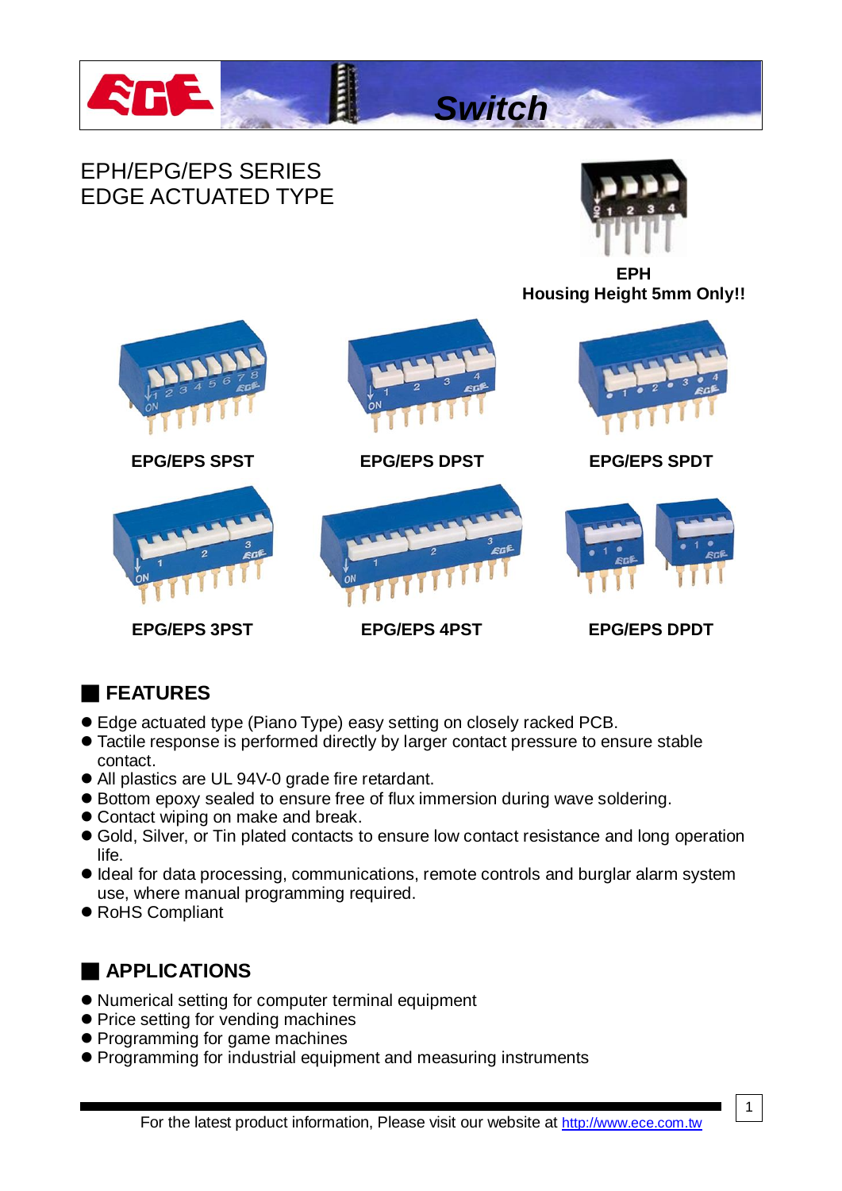Switch

# EPH/EPG/EPS SERIES
# EDGE ACTUATED TYPE

**EPH**
**Housing Height 5mm Only!!**

**EPG/EPS SPST**

**EPG/EPS DPST**

**EPG/EPS SPDT**

**EPG/EPS 3PST**

**EPG/EPS 4PST**

**EPG/EPS DPDT**

## FEATURES

- Edge actuated type (Piano Type) easy setting on closely racked PCB.
- Tactile response is performed directly by larger contact pressure to ensure stable contact.
- All plastics are UL 94V-0 grade fire retardant.
- Bottom epoxy sealed to ensure free of flux immersion during wave soldering.
- Contact wiping on make and break.
- Gold, Silver, or Tin plated contacts to ensure low contact resistance and long operation life.
- Ideal for data processing, communications, remote controls and burglar alarm system use, where manual programming required.
- RoHS Compliant

## APPLICATIONS

- Numerical setting for computer terminal equipment
- Price setting for vending machines
- Programming for game machines
- Programming for industrial equipment and measuring instruments

For the latest product information, Please visit our website at http://www.ece.com.tw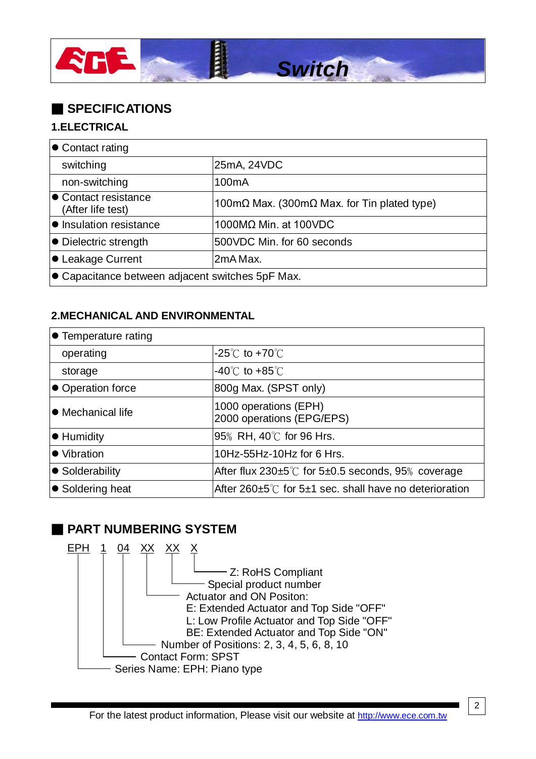## SPECIFICATIONS

### 1.ELECTRICAL

| Item | Specification |
|---|---|
| ● Contact rating | |
| switching | 25mA, 24VDC |
| non-switching | 100mA |
| ● Contact resistance (After life test) | 100mΩ Max. (300mΩ Max. for Tin plated type) |
| ● Insulation resistance | 1000MΩ Min. at 100VDC |
| ● Dielectric strength | 500VDC Min. for 60 seconds |
| ● Leakage Current | 2mA Max. |
| ● Capacitance between adjacent switches 5pF Max. | |

### 2.MECHANICAL AND ENVIRONMENTAL

| Item | Specification |
|---|---|
| ● Temperature rating | |
| operating | -25℃ to +70℃ |
| storage | -40℃ to +85℃ |
| ● Operation force | 800g Max. (SPST only) |
| ● Mechanical life | 1000 operations (EPH)<br>2000 operations (EPG/EPS) |
| ● Humidity | 95% RH, 40℃ for 96 Hrs. |
| ● Vibration | 10Hz-55Hz-10Hz for 6 Hrs. |
| ● Solderability | After flux 230±5℃ for 5±0.5 seconds, 95% coverage |
| ● Soldering heat | After 260±5℃ for 5±1 sec. shall have no deterioration |

## PART NUMBERING SYSTEM

EPH 1 04 XX XX X

- X — Z: RoHS Compliant
- XX — Special product number
- XX — Actuator and ON Positon:
  - E: Extended Actuator and Top Side "OFF"
  - L: Low Profile Actuator and Top Side "OFF"
  - BE: Extended Actuator and Top Side "ON"
- 04 — Number of Positions: 2, 3, 4, 5, 6, 8, 10
- 1 — Contact Form: SPST
- EPH — Series Name: EPH: Piano type

For the latest product information, Please visit our website at http://www.ece.com.tw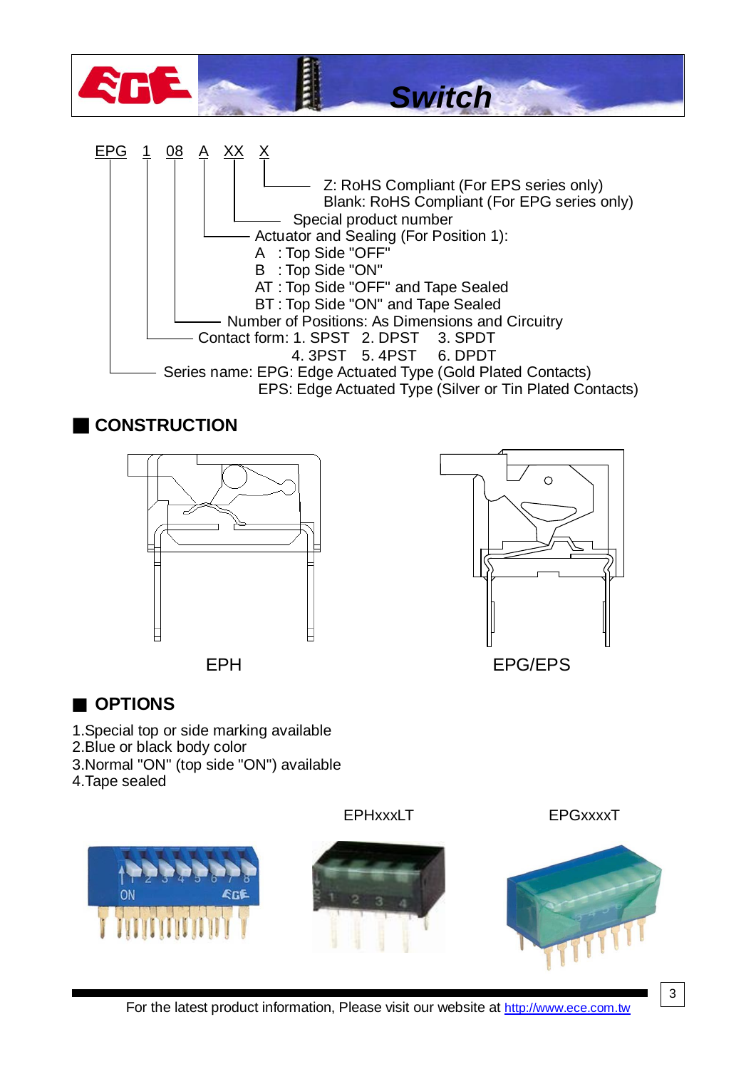EPG 1 08 A XX X

- Z: RoHS Compliant (For EPS series only)
  Blank: RoHS Compliant (For EPG series only)
- Special product number
- Actuator and Sealing (For Position 1):
  - A : Top Side "OFF"
  - B : Top Side "ON"
  - AT : Top Side "OFF" and Tape Sealed
  - BT : Top Side "ON" and Tape Sealed
- Number of Positions: As Dimensions and Circuitry
- Contact form: 1. SPST 2. DPST 3. SPDT 4. 3PST 5. 4PST 6. DPDT
- Series name: EPG: Edge Actuated Type (Gold Plated Contacts)
  EPS: Edge Actuated Type (Silver or Tin Plated Contacts)

## CONSTRUCTION

EPH

EPG/EPS

## OPTIONS

1. Special top or side marking available
2. Blue or black body color
3. Normal "ON" (top side "ON") available
4. Tape sealed

EPHxxxLT

EPGxxxxT

For the latest product information, Please visit our website at http://www.ece.com.tw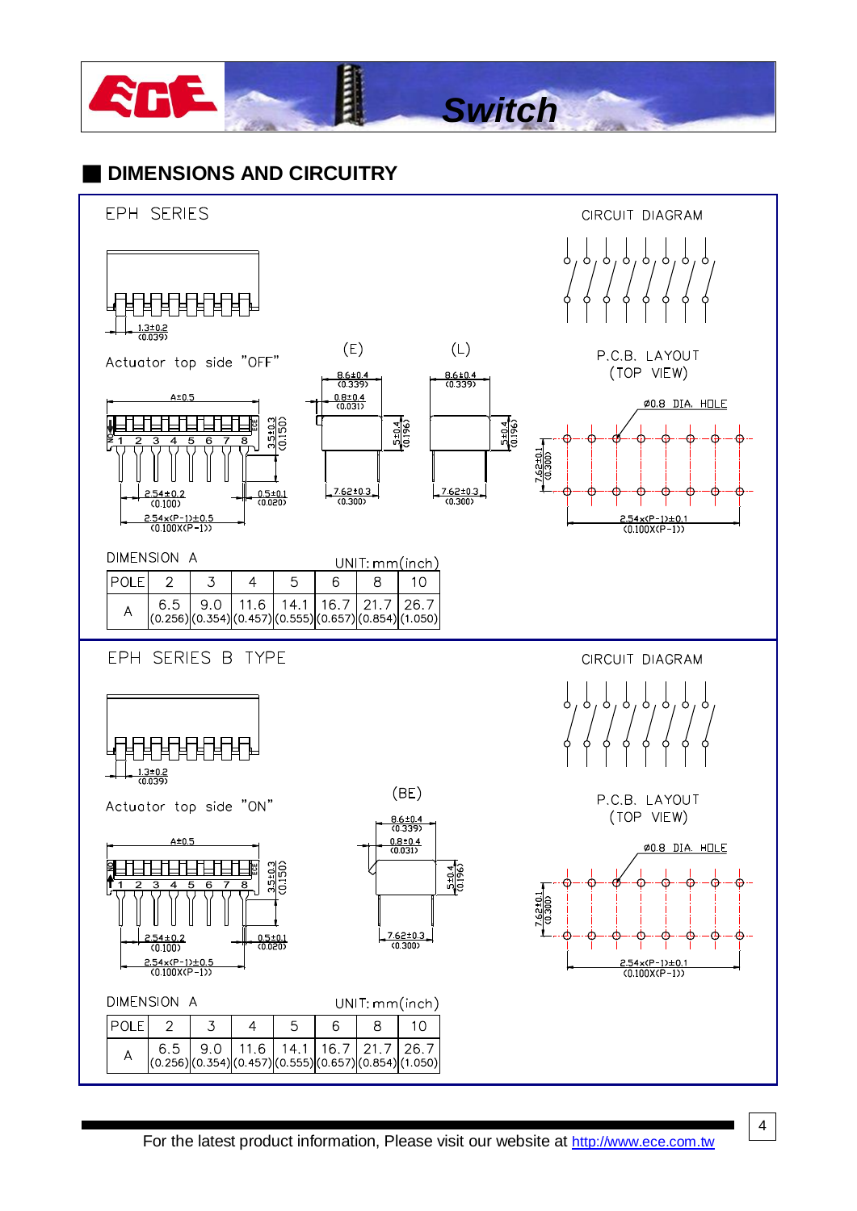## DIMENSIONS AND CIRCUITRY

### EPH SERIES

CIRCUIT DIAGRAM

1.3±0.2 (0.039)

Actuator top side "OFF"

(E) (L)

8.6±0.4 (0.339)

0.8±0.4 (0.031)

5±0.4 (0.196)

7.62±0.3 (0.300)

A±0.5

3.5±0.3 (0.150)

2.54±0.2 (0.100)

0.5±0.1 (0.020)

2.54x(P-1)±0.5 (0.100X(P-1))

P.C.B. LAYOUT (TOP VIEW)

Ø0.8 DIA. HOLE

7.62±0.1 (0.300)

2.54x(P-1)±0.1 (0.100X(P-1))

DIMENSION A UNIT: mm(inch)

| POLE | 2 | 3 | 4 | 5 | 6 | 8 | 10 |
|---|---|---|---|---|---|---|---|
| A | 6.5 (0.256) | 9.0 (0.354) | 11.6 (0.457) | 14.1 (0.555) | 16.7 (0.657) | 21.7 (0.854) | 26.7 (1.050) |

### EPH SERIES B TYPE

CIRCUIT DIAGRAM

1.3±0.2 (0.039)

Actuator top side "ON"

(BE)

8.6±0.4 (0.339)

0.8±0.4 (0.031)

5±0.4 (0.196)

7.62±0.3 (0.300)

A±0.5

3.5±0.3 (0.150)

2.54±0.2 (0.100)

0.5±0.1 (0.020)

2.54x(P-1)±0.5 (0.100X(P-1))

P.C.B. LAYOUT (TOP VIEW)

Ø0.8 DIA. HOLE

7.62±0.1 (0.300)

2.54x(P-1)±0.1 (0.100X(P-1))

DIMENSION A UNIT: mm(inch)

| POLE | 2 | 3 | 4 | 5 | 6 | 8 | 10 |
|---|---|---|---|---|---|---|---|
| A | 6.5 (0.256) | 9.0 (0.354) | 11.6 (0.457) | 14.1 (0.555) | 16.7 (0.657) | 21.7 (0.854) | 26.7 (1.050) |

For the latest product information, Please visit our website at http://www.ece.com.tw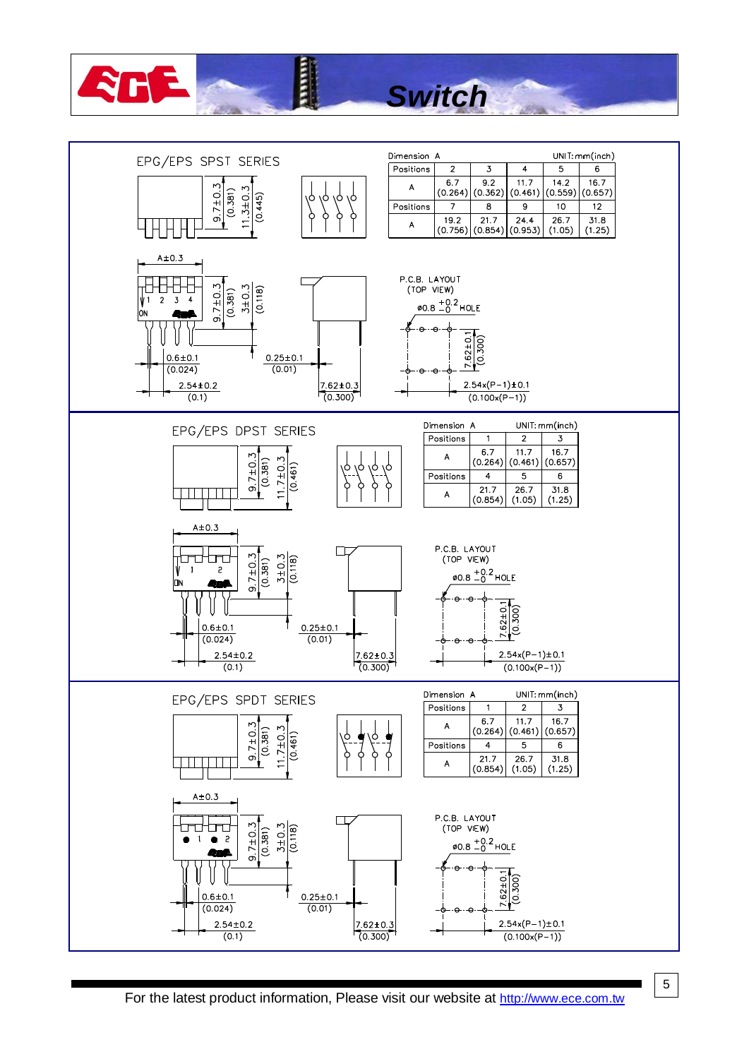# Switch

## EPG/EPS SPST SERIES

Dimension A — UNIT: mm(inch)

| Positions | 2 | 3 | 4 | 5 | 6 |
|---|---|---|---|---|---|
| A | 6.7 (0.264) | 9.2 (0.362) | 11.7 (0.461) | 14.2 (0.559) | 16.7 (0.657) |
| Positions | 7 | 8 | 9 | 10 | 12 |
| A | 19.2 (0.756) | 21.7 (0.854) | 24.4 (0.953) | 26.7 (1.05) | 31.8 (1.25) |

9.7±0.3 (0.381)
11.3±0.3 (0.445)
A±0.3
1 2 3 4
ON
3±0.3 (0.118)
0.6±0.1 (0.024)
0.25±0.1 (0.01)
2.54±0.2 (0.1)
7.62±0.3 (0.300)

P.C.B. LAYOUT (TOP VIEW)
ø0.8 $^{+0.2}_{-0}$ HOLE
7.62±0.1 (0.300)
2.54x(P−1)±0.1 (0.100x(P−1))

## EPG/EPS DPST SERIES

Dimension A — UNIT: mm(inch)

| Positions | 1 | 2 | 3 |
|---|---|---|---|
| A | 6.7 (0.264) | 11.7 (0.461) | 16.7 (0.657) |
| Positions | 4 | 5 | 6 |
| A | 21.7 (0.854) | 26.7 (1.05) | 31.8 (1.25) |

9.7±0.3 (0.381)
11.7±0.3 (0.461)
A±0.3
1 2
ON
3±0.3 (0.118)
0.6±0.1 (0.024)
0.25±0.1 (0.01)
2.54±0.2 (0.1)
7.62±0.3 (0.300)

P.C.B. LAYOUT (TOP VIEW)
ø0.8 $^{+0.2}_{-0}$ HOLE
7.62±0.1 (0.300)
2.54x(P−1)±0.1 (0.100x(P−1))

## EPG/EPS SPDT SERIES

Dimension A — UNIT: mm(inch)

| Positions | 1 | 2 | 3 |
|---|---|---|---|
| A | 6.7 (0.264) | 11.7 (0.461) | 16.7 (0.657) |
| Positions | 4 | 5 | 6 |
| A | 21.7 (0.854) | 26.7 (1.05) | 31.8 (1.25) |

9.7±0.3 (0.381)
11.7±0.3 (0.461)
A±0.3
1 2
3±0.3 (0.118)
0.6±0.1 (0.024)
0.25±0.1 (0.01)
2.54±0.2 (0.1)
7.62±0.3 (0.300)

P.C.B. LAYOUT (TOP VIEW)
ø0.8 $^{+0.2}_{-0}$ HOLE
7.62±0.1 (0.300)
2.54x(P−1)±0.1 (0.100x(P−1))

For the latest product information, Please visit our website at http://www.ece.com.tw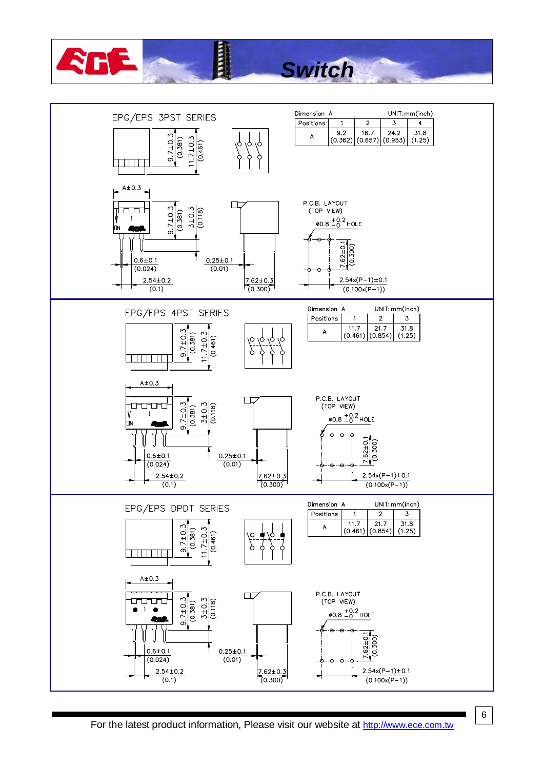# Switch

## EPG/EPS 3PST SERIES

Dimension A — UNIT: mm(inch)

| Positions | 1 | 2 | 3 | 4 |
|---|---|---|---|---|
| A | 9.2 (0.362) | 16.7 (0.657) | 24.2 (0.953) | 31.8 (1.25) |

9.7±0.3 (0.381)
11.7±0.3 (0.461)
A±0.3
3±0.3 (0.118)
ON
0.6±0.1 (0.024)
0.25±0.1 (0.01)
2.54±0.2 (0.1)
7.62±0.3 (0.300)

P.C.B. LAYOUT (TOP VIEW)
ø0.8 $^{+0.2}_{-0}$ HOLE
7.62±0.1 (0.300)
2.54x(P−1)±0.1 (0.100x(P−1))

## EPG/EPS 4PST SERIES

Dimension A — UNIT: mm(inch)

| Positions | 1 | 2 | 3 |
|---|---|---|---|
| A | 11.7 (0.461) | 21.7 (0.854) | 31.8 (1.25) |

9.7±0.3 (0.381)
11.7±0.3 (0.461)
A±0.3
3±0.3 (0.118)
ON
0.6±0.1 (0.024)
0.25±0.1 (0.01)
2.54±0.2 (0.1)
7.62±0.3 (0.300)

P.C.B. LAYOUT (TOP VIEW)
ø0.8 $^{+0.2}_{-0}$ HOLE
7.62±0.1 (0.300)
2.54x(P−1)±0.1 (0.100x(P−1))

## EPG/EPS DPDT SERIES

Dimension A — UNIT: mm(inch)

| Positions | 1 | 2 | 3 |
|---|---|---|---|
| A | 11.7 (0.461) | 21.7 (0.854) | 31.8 (1.25) |

9.7±0.3 (0.381)
11.7±0.3 (0.461)
A±0.3
3±0.3 (0.118)
0.6±0.1 (0.024)
0.25±0.1 (0.01)
2.54±0.2 (0.1)
7.62±0.3 (0.300)

P.C.B. LAYOUT (TOP VIEW)
ø0.8 $^{+0.2}_{-0}$ HOLE
7.62±0.1 (0.300)
2.54x(P−1)±0.1 (0.100x(P−1))

For the latest product information, Please visit our website at http://www.ece.com.tw